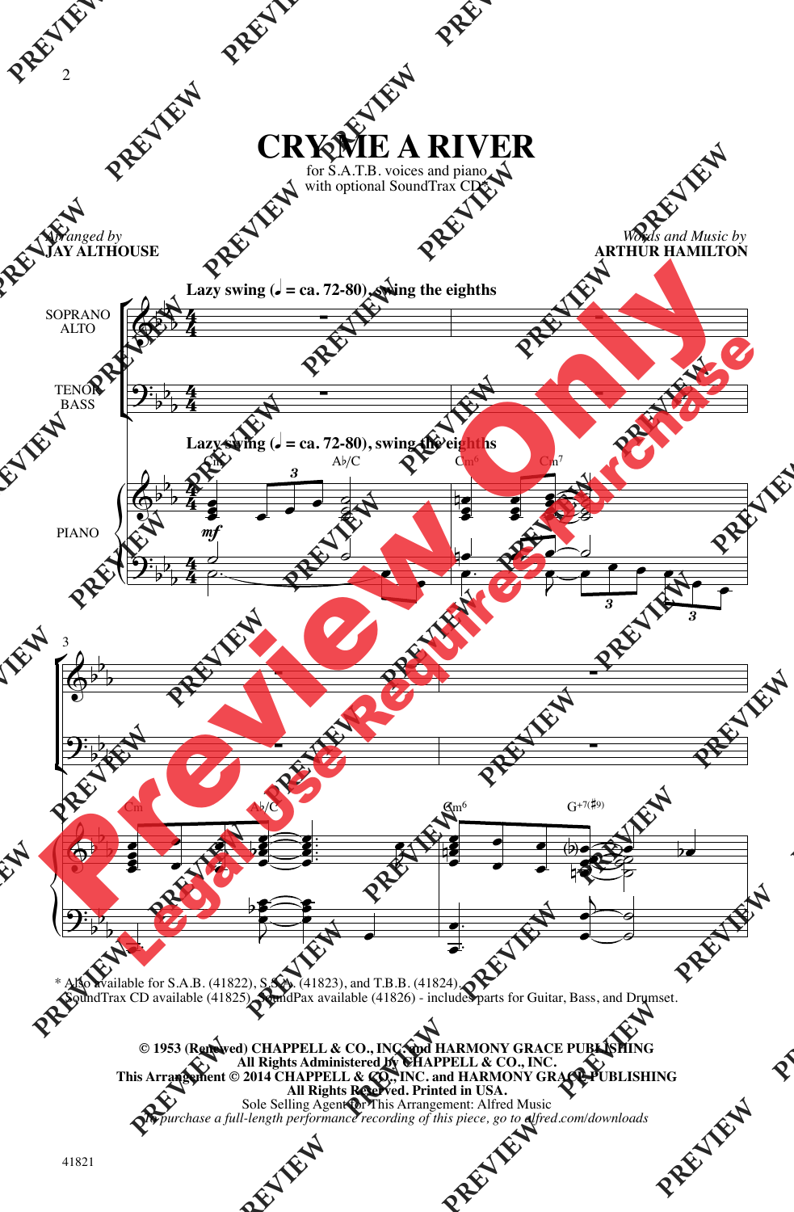# CRY ME A RIVER

for S.A.T.B. voices and piano
with optional SoundTrax CD*

*Arranged by*
**JAY ALTHOUSE**

*Words and Music by*
**ARTHUR HAMILTON**

**Lazy swing (♩ = ca. 72-80), swing the eighths**

SOPRANO ALTO

TENOR BASS

PIANO

Cm — A♭/C — Cm6 — Cm7

Cm — A♭/C — Cm6 — G+7(♯9)

\* Also available for S.A.B. (41822), S.S.A. (41823), and T.B.B. (41824).
SoundTrax CD available (41825). SoundPax available (41826) - includes parts for Guitar, Bass, and Drumset.

**© 1953 (Renewed) CHAPPELL & CO., INC. and HARMONY GRACE PUBLISHING**
**All Rights Administered by CHAPPELL & CO., INC.**
**This Arrangement © 2014 CHAPPELL & CO., INC. and HARMONY GRACE PUBLISHING**
**All Rights Reserved. Printed in USA.**
Sole Selling Agent for This Arrangement: Alfred Music
*To purchase a full-length performance recording of this piece, go to alfred.com/downloads*

41821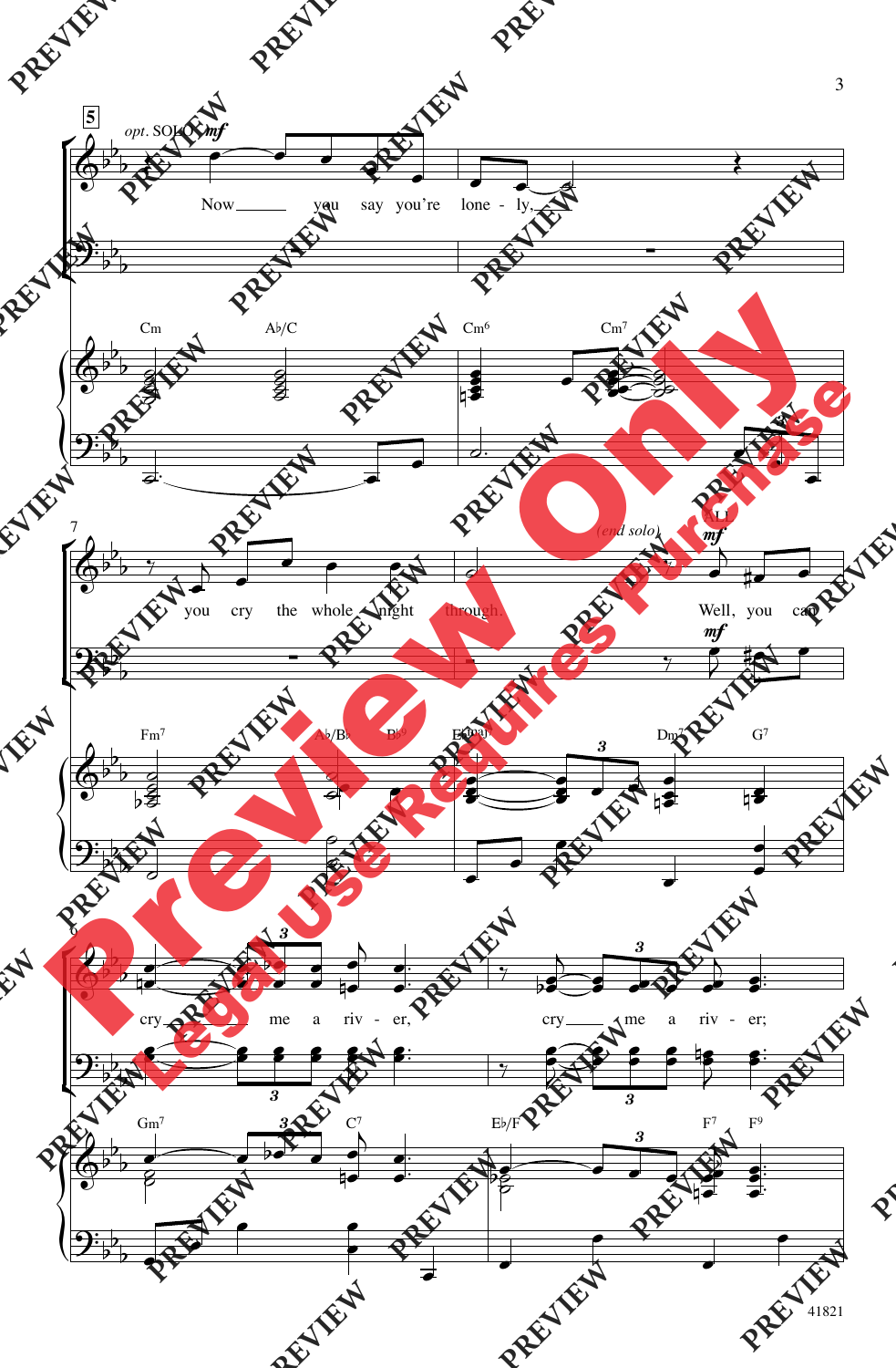*opt.* SOLO *mf*

Now you say you're lone - ly,

Cm  A♭/C  Cm6  Cm7

you cry the whole night through.

*(end solo)*

ALL *mf*

Well, you can

Fm7  A♭/B♭  B♭9  E♭maj7  Dm7  G7

cry me a riv - er, cry me a riv - er;

Gm7  C7  E♭/F  F7  F9

41821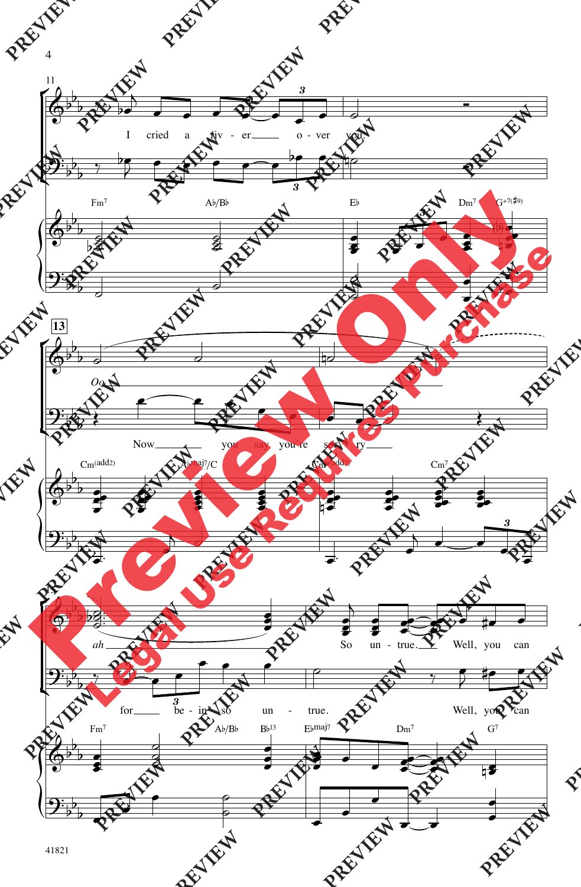11

I cried a riv - er o - ver you.

Fm7 A♭/B♭ E♭ Dm7 G+7(♯9)

13

Oo

Now you say you're sor - ry

Cm(add2) A♭maj7/C Cm(add2) Cm7

ah So un - true. Well, you can

for be - in' so un - true. Well, you can

Fm7 A♭/B♭ B♭13 E♭maj7 Dm7 G7

41821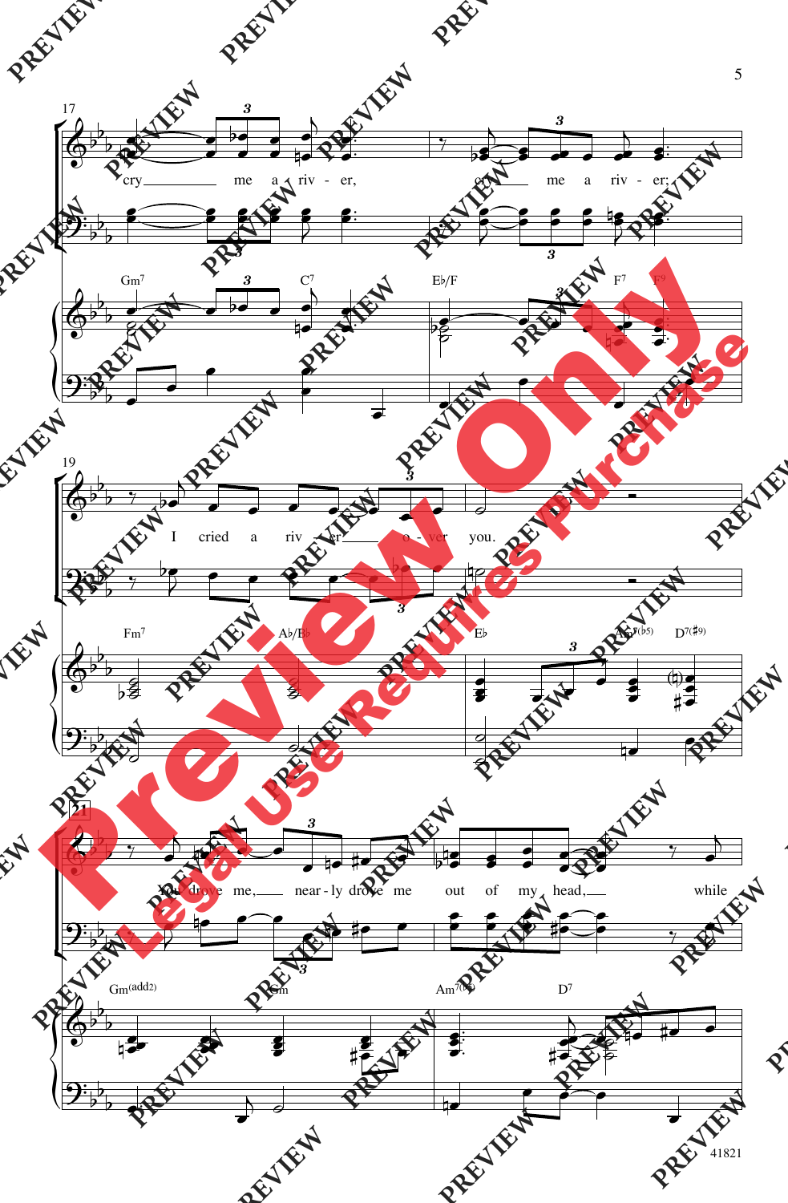17

cry me a riv - er, cry me a riv - er;

Gm7 C7 E♭/F F7 F9

19

I cried a riv - er o - ver you.

Fm7 A♭/B♭ E♭ Am7(♭5) D7(♯9)

21

You drove me, near - ly drove me out of my head, while

Gm(add2) Gm Am7(♭5) D7

41821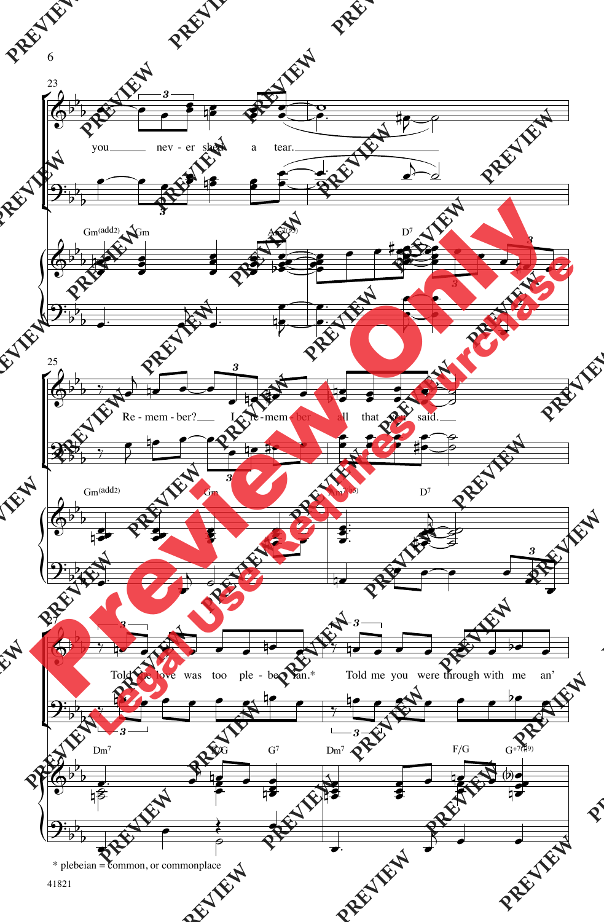you nev - er shed a tear.

Re - mem - ber? I re - mem - ber all that you said.

Told me love was too ple - be - ian.* Told me you were through with me an'

* plebeian = common, or commonplace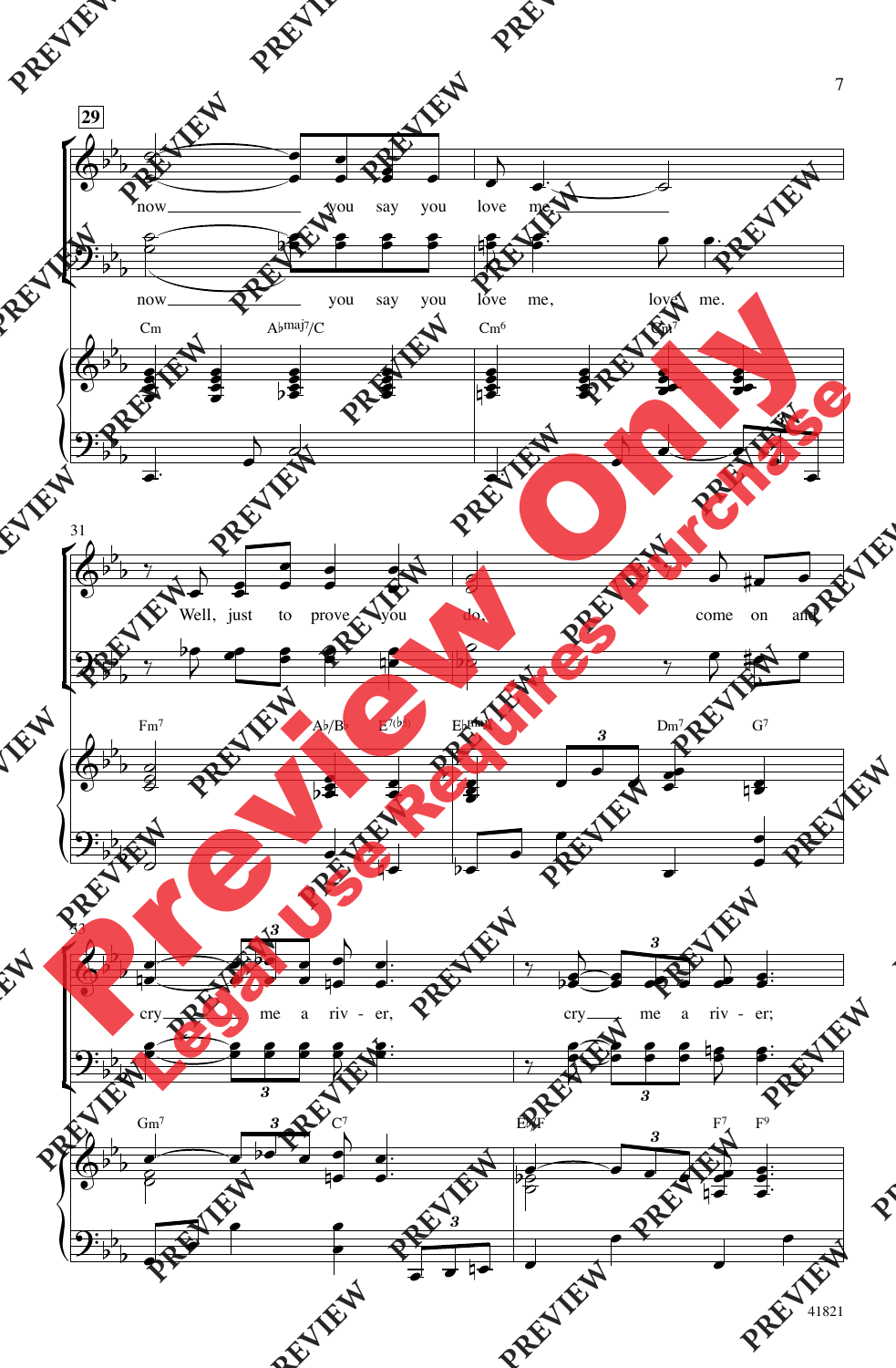29

now you say you love me.

now you say you love me, love me.

Cm A♭maj7/C Cm6 Fm7

31

Well, just to prove you do, come on and

Fm7 A♭/B♭ E7(♭5) E♭(maj7) Dm7 G7

33

cry me a riv - er, cry me a riv - er;

Gm7 C7 E♭/F F7 F9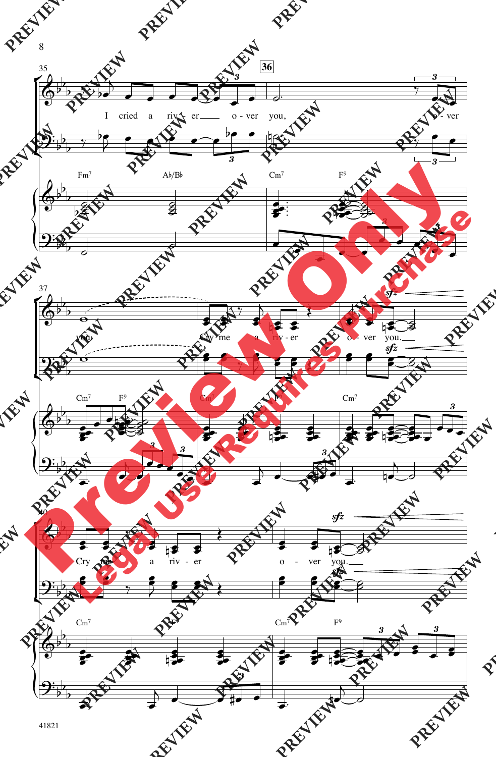35 **36**

I cried a riv - er o - ver you, o - ver

Fm7 A♭/B♭ Cm7 F9

37

you. Cry me a riv - er o - ver you.

*sfz*

Cm7 F9 Cm7 F9 Cm7 F9

40

Cry me a riv - er o - ver you.

*sfz*

Cm7 F9 Cm7 F9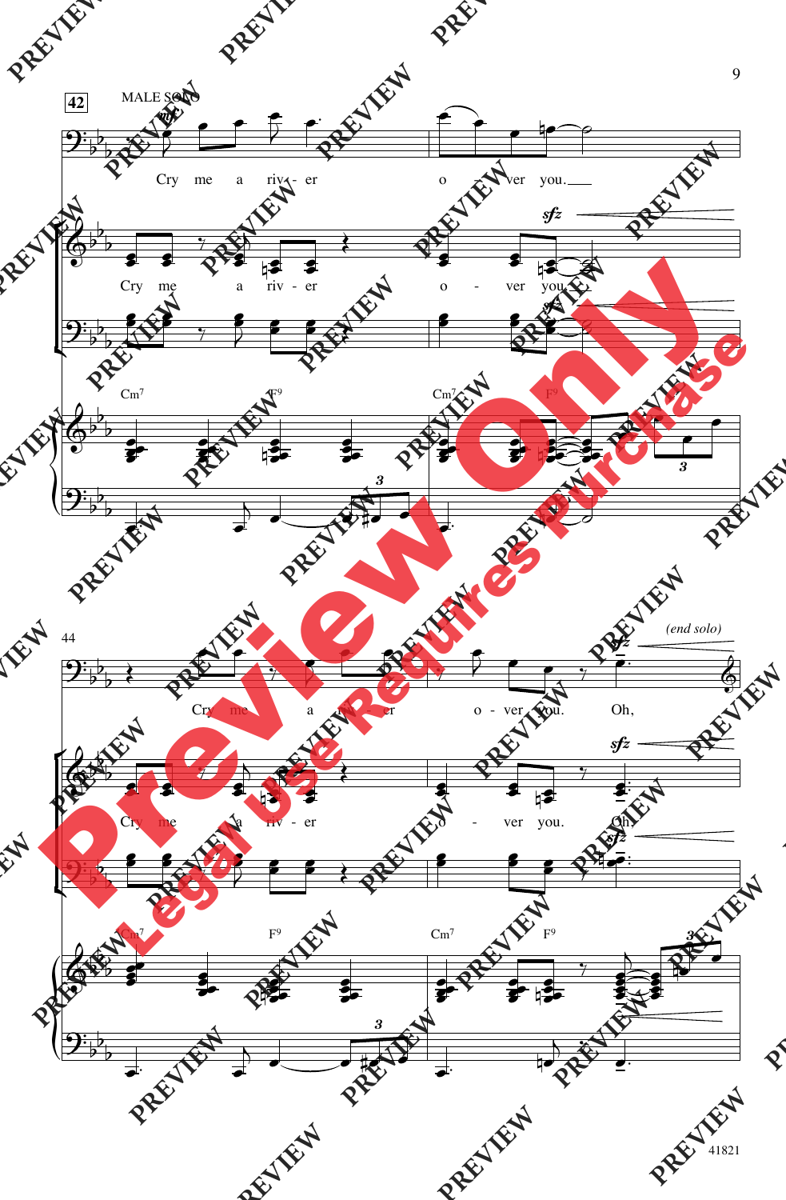42

MALE SOLO

*mf*

Cry me a riv - er o - ver you.

Cry me a riv - er o - ver you.

Cm7 F9 Cm7 F9

44

*(end solo)*

Cry me a riv - er o - ver you. Oh,

Cry me a riv - er o - ver you. Oh,

Cm7 F9 Cm7 F9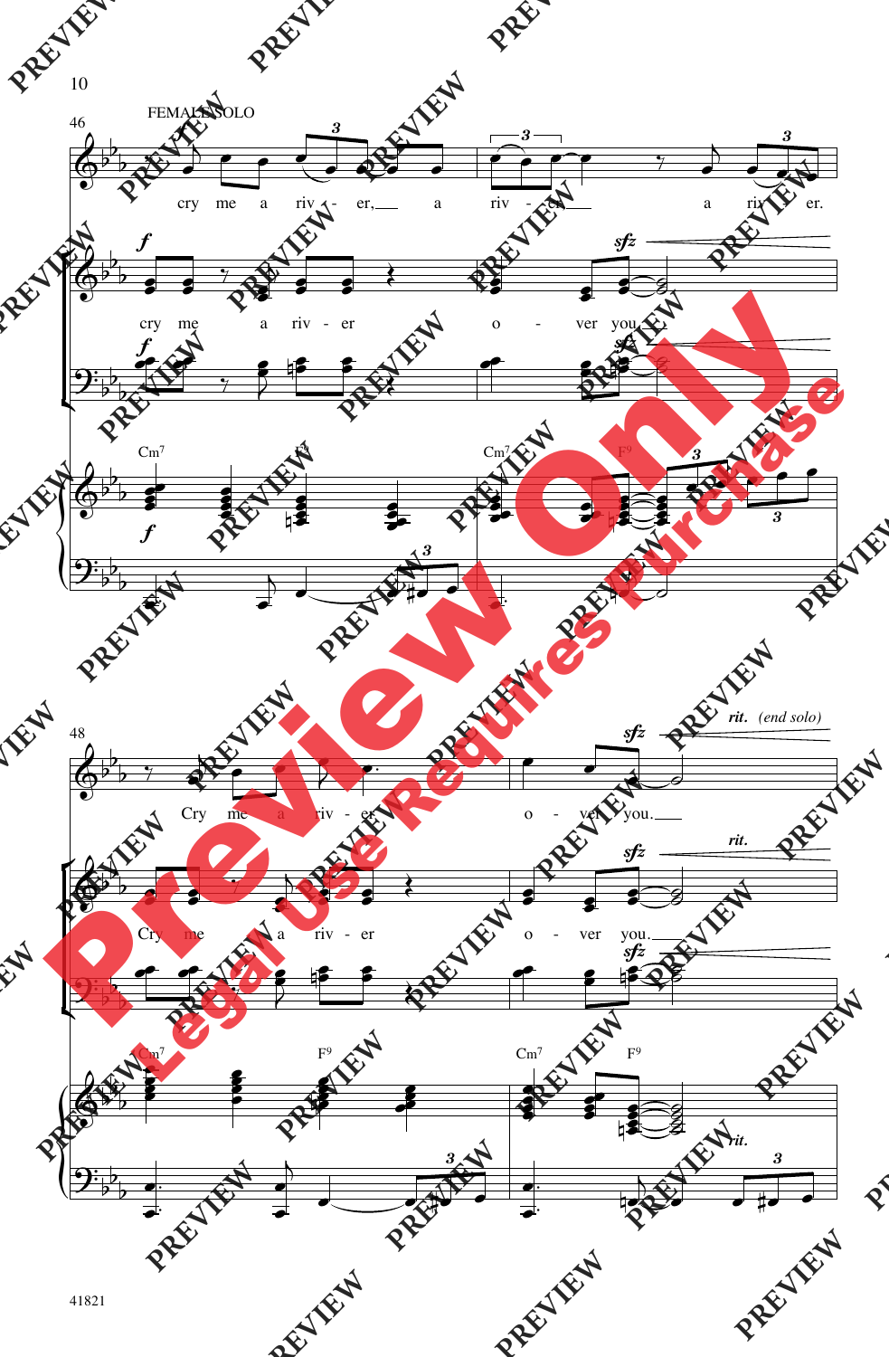FEMALE SOLO

cry me a riv - er, a riv - er, a riv - er.

cry me a riv - er o - ver you.

Cm7 F9 Cm7 F9

Cry me a riv - er o - ver you.

*rit.* *(end solo)*

Cry me a riv - er o - ver you.

Cm7 F9 Cm7 F9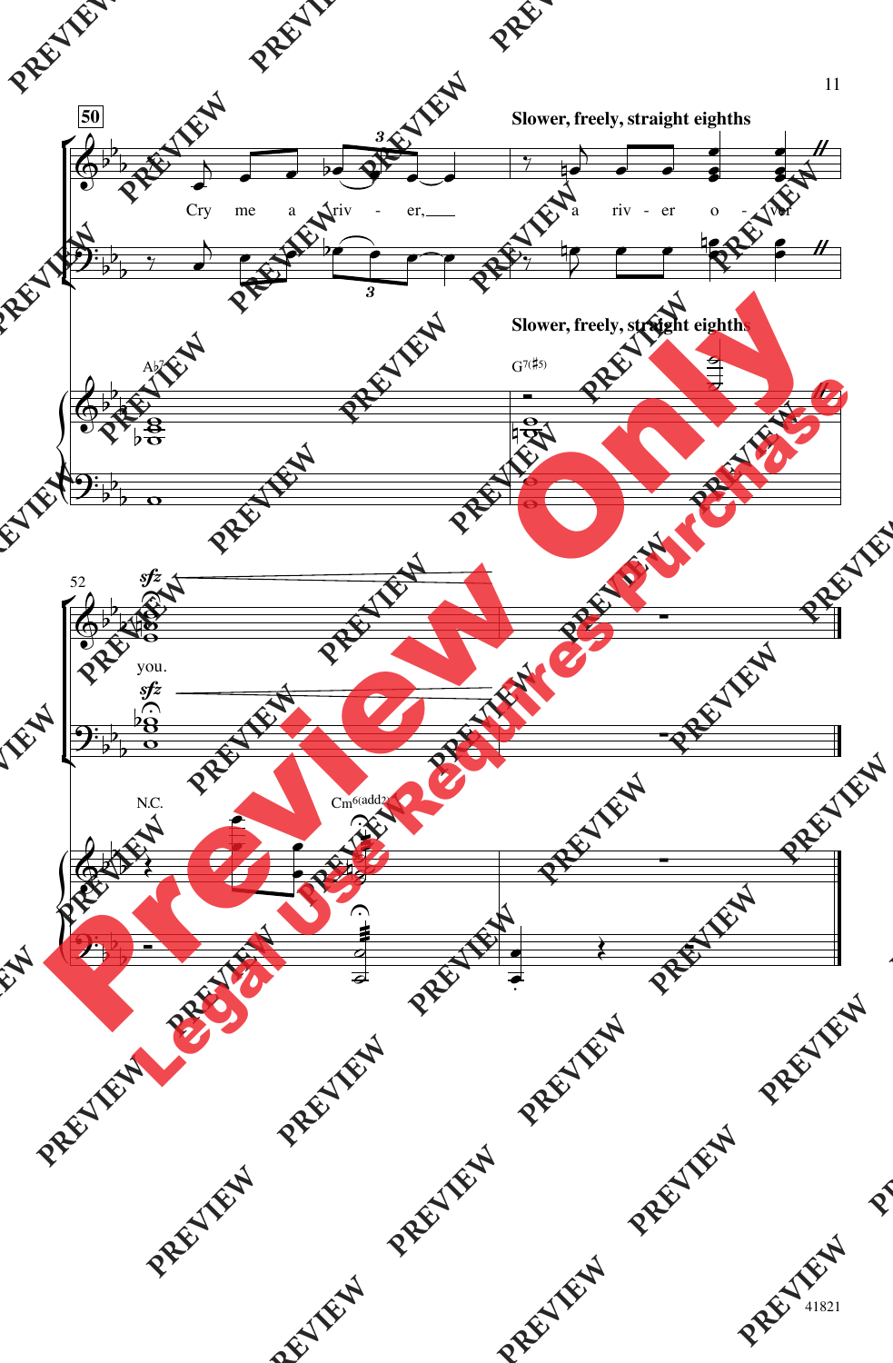**50**

**Slower, freely, straight eighths**

Cry me a riv - er, a riv - er o - ver

A♭7

**Slower, freely, straight eighths**

G7(♯5)

52

*sfz*

you.

*sfz*

N.C.

Cm6(add2)

41821